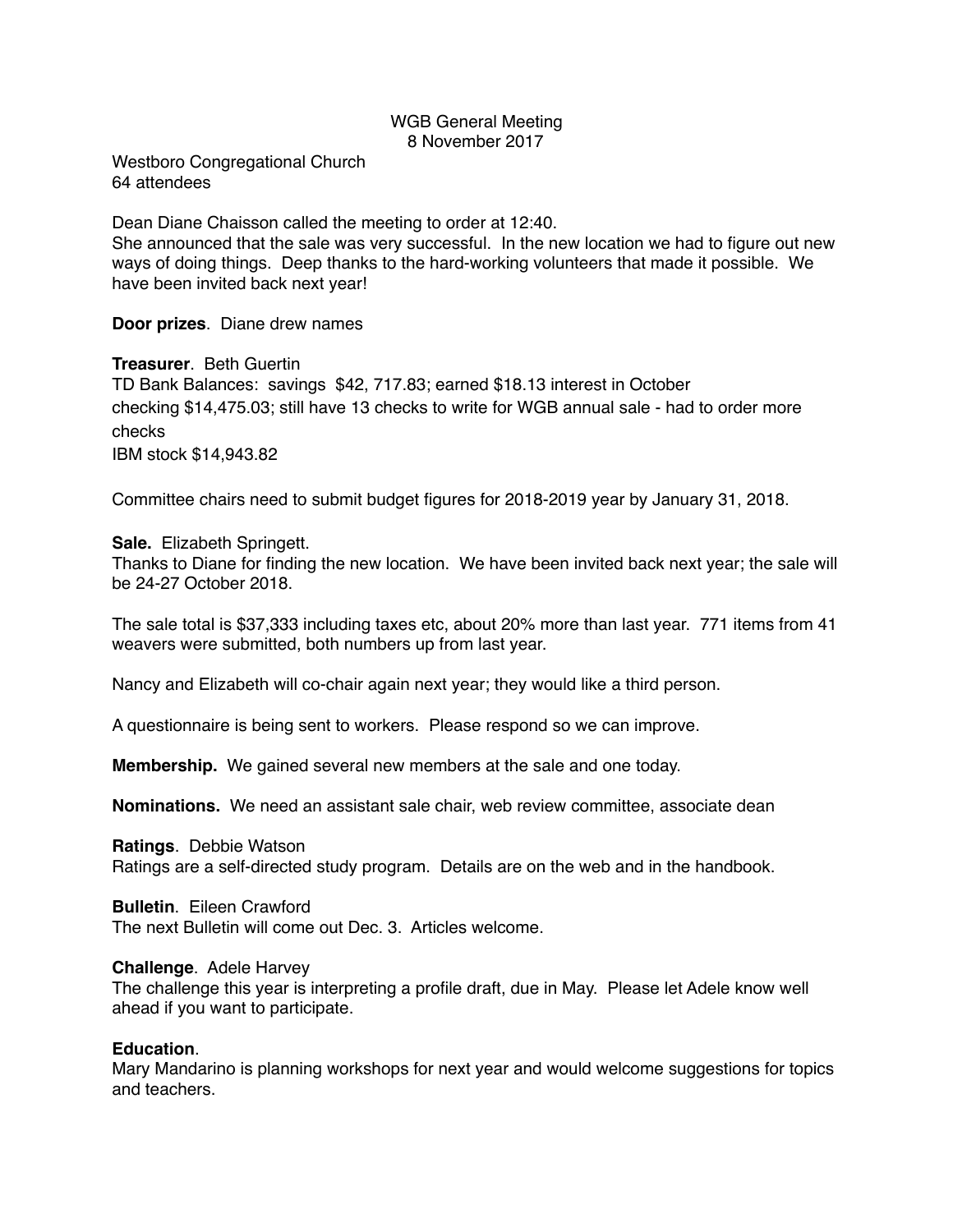# WGB General Meeting
8 November 2017

Westboro Congregational Church
64 attendees

Dean Diane Chaisson called the meeting to order at 12:40.
She announced that the sale was very successful. In the new location we had to figure out new ways of doing things. Deep thanks to the hard-working volunteers that made it possible. We have been invited back next year!

**Door prizes**. Diane drew names

**Treasurer**. Beth Guertin
TD Bank Balances: savings $42, 717.83; earned $18.13 interest in October
checking $14,475.03; still have 13 checks to write for WGB annual sale - had to order more checks
IBM stock $14,943.82

Committee chairs need to submit budget figures for 2018-2019 year by January 31, 2018.

**Sale.** Elizabeth Springett.
Thanks to Diane for finding the new location. We have been invited back next year; the sale will be 24-27 October 2018.

The sale total is $37,333 including taxes etc, about 20% more than last year. 771 items from 41 weavers were submitted, both numbers up from last year.

Nancy and Elizabeth will co-chair again next year; they would like a third person.

A questionnaire is being sent to workers. Please respond so we can improve.

**Membership.** We gained several new members at the sale and one today.

**Nominations.** We need an assistant sale chair, web review committee, associate dean

**Ratings**. Debbie Watson
Ratings are a self-directed study program. Details are on the web and in the handbook.

**Bulletin**. Eileen Crawford
The next Bulletin will come out Dec. 3. Articles welcome.

**Challenge**. Adele Harvey
The challenge this year is interpreting a profile draft, due in May. Please let Adele know well ahead if you want to participate.

**Education**.
Mary Mandarino is planning workshops for next year and would welcome suggestions for topics and teachers.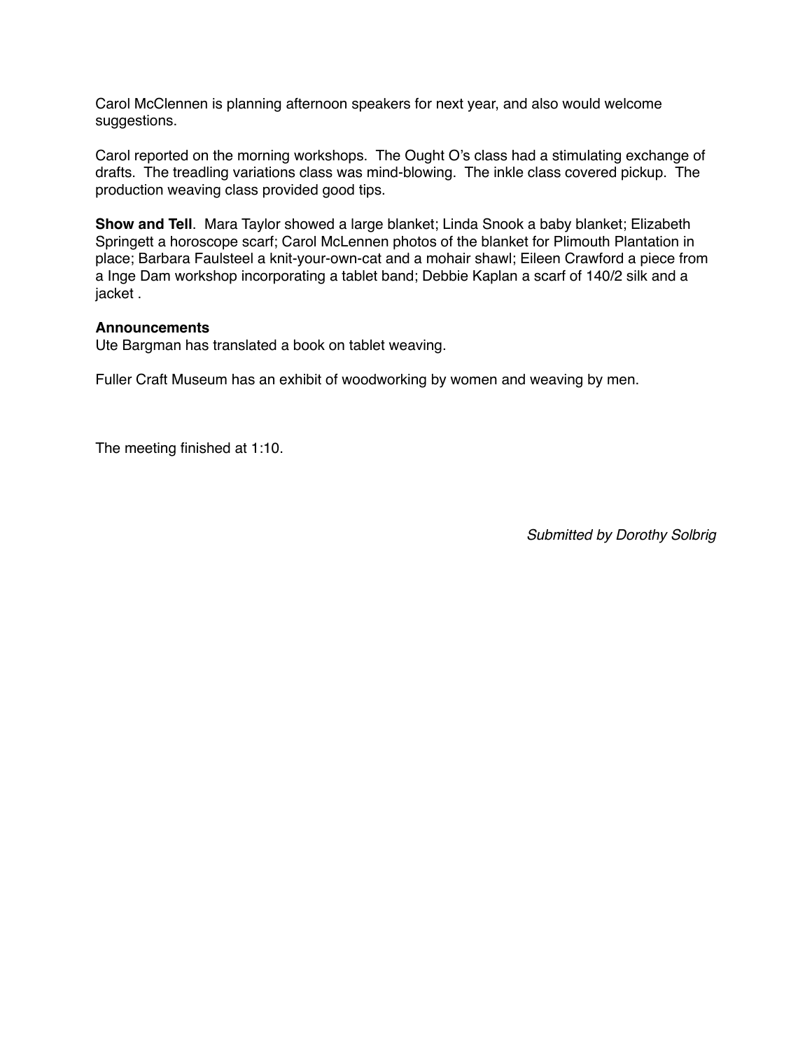Carol McClennen is planning afternoon speakers for next year, and also would welcome suggestions.

Carol reported on the morning workshops. The Ought O's class had a stimulating exchange of drafts. The treadling variations class was mind-blowing. The inkle class covered pickup. The production weaving class provided good tips.

**Show and Tell**. Mara Taylor showed a large blanket; Linda Snook a baby blanket; Elizabeth Springett a horoscope scarf; Carol McLennen photos of the blanket for Plimouth Plantation in place; Barbara Faulsteel a knit-your-own-cat and a mohair shawl; Eileen Crawford a piece from a Inge Dam workshop incorporating a tablet band; Debbie Kaplan a scarf of 140/2 silk and a jacket .

**Announcements**

Ute Bargman has translated a book on tablet weaving.

Fuller Craft Museum has an exhibit of woodworking by women and weaving by men.

The meeting finished at 1:10.

*Submitted by Dorothy Solbrig*